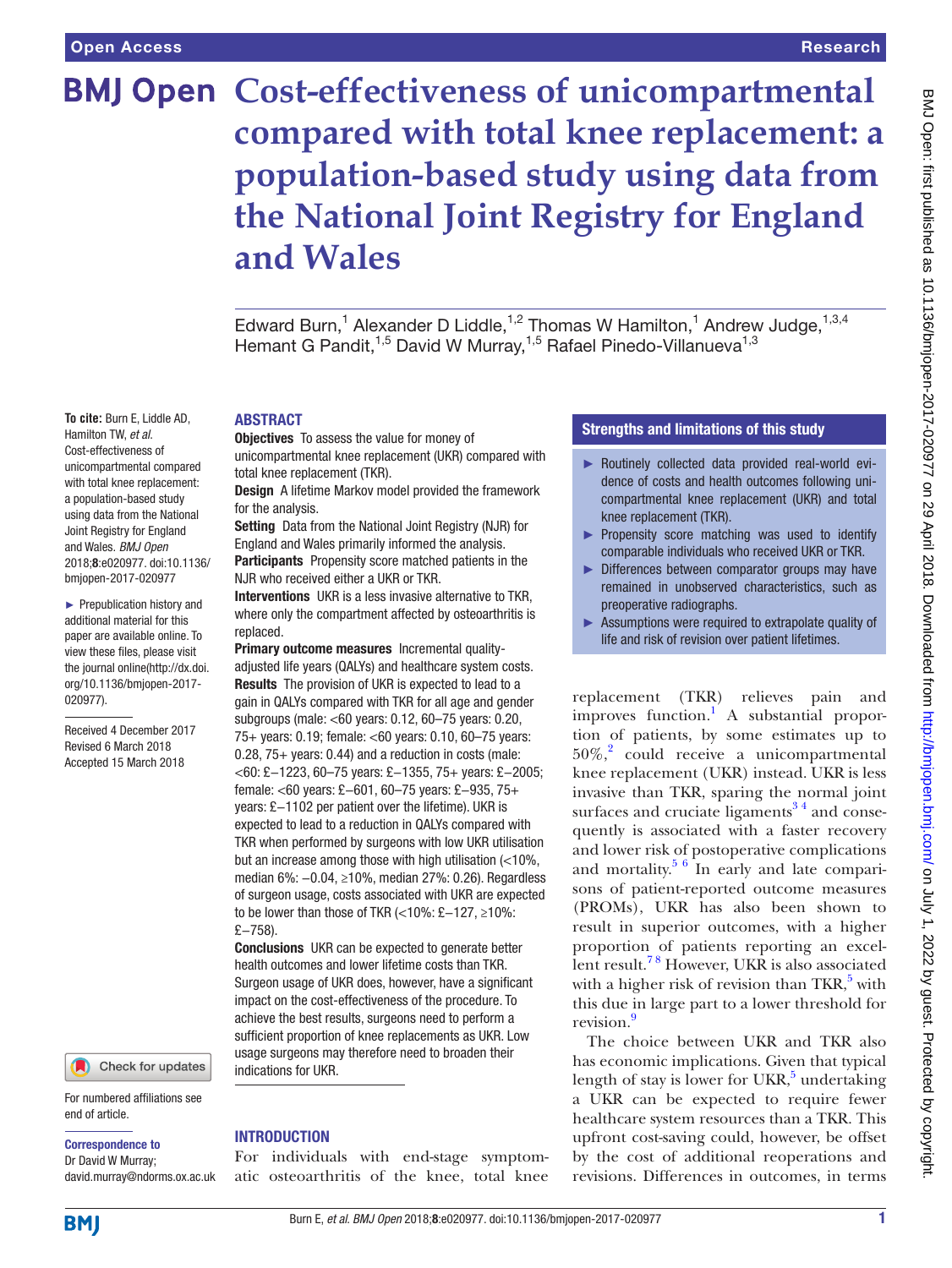# Cost-effectiveness of unicompartmental compared with total knee replacement: a population-based study using data from the National Joint Registry for England and Wales

Edward Burn,[1] Alexander D Liddle,[1,2] Thomas W Hamilton,[1] Andrew Judge,[1,3,4] Hemant G Pandit,[1,5] David W Murray,[1,5] Rafael Pinedo-Villanueva[1,3]

**To cite:** Burn E, Liddle AD, Hamilton TW, *et al*. Cost-effectiveness of unicompartmental compared with total knee replacement: a population-based study using data from the National Joint Registry for England and Wales. *BMJ Open* 2018;**8**:e020977. doi:10.1136/bmjopen-2017-020977

► Prepublication history and additional material for this paper are available online. To view these files, please visit the journal online(http://dx.doi.org/10.1136/bmjopen-2017-020977).

Received 4 December 2017
Revised 6 March 2018
Accepted 15 March 2018

For numbered affiliations see end of article.

**Correspondence to**
Dr David W Murray; david.murray@ndorms.ox.ac.uk

## ABSTRACT

**Objectives** To assess the value for money of unicompartmental knee replacement (UKR) compared with total knee replacement (TKR).

**Design** A lifetime Markov model provided the framework for the analysis.

**Setting** Data from the National Joint Registry (NJR) for England and Wales primarily informed the analysis.

**Participants** Propensity score matched patients in the NJR who received either a UKR or TKR.

**Interventions** UKR is a less invasive alternative to TKR, where only the compartment affected by osteoarthritis is replaced.

**Primary outcome measures** Incremental quality-adjusted life years (QALYs) and healthcare system costs.

**Results** The provision of UKR is expected to lead to a gain in QALYs compared with TKR for all age and gender subgroups (male: <60 years: 0.12, 60–75 years: 0.20, 75+ years: 0.19; female: <60 years: 0.10, 60–75 years: 0.28, 75+ years: 0.44) and a reduction in costs (male: <60: £−1223, 60–75 years: £−1355, 75+ years: £−2005; female: <60 years: £−601, 60–75 years: £−935, 75+ years: £−1102 per patient over the lifetime). UKR is expected to lead to a reduction in QALYs compared with TKR when performed by surgeons with low UKR utilisation but an increase among those with high utilisation (<10%, median 6%: −0.04, ≥10%, median 27%: 0.26). Regardless of surgeon usage, costs associated with UKR are expected to be lower than those of TKR (<10%: £−127, ≥10%: £−758).

**Conclusions** UKR can be expected to generate better health outcomes and lower lifetime costs than TKR. Surgeon usage of UKR does, however, have a significant impact on the cost-effectiveness of the procedure. To achieve the best results, surgeons need to perform a sufficient proportion of knee replacements as UKR. Low usage surgeons may therefore need to broaden their indications for UKR.

### Strengths and limitations of this study

- ► Routinely collected data provided real-world evidence of costs and health outcomes following unicompartmental knee replacement (UKR) and total knee replacement (TKR).
- ► Propensity score matching was used to identify comparable individuals who received UKR or TKR.
- ► Differences between comparator groups may have remained in unobserved characteristics, such as preoperative radiographs.
- ► Assumptions were required to extrapolate quality of life and risk of revision over patient lifetimes.

## INTRODUCTION

For individuals with end-stage symptomatic osteoarthritis of the knee, total knee replacement (TKR) relieves pain and improves function.[1] A substantial proportion of patients, by some estimates up to 50%,[2] could receive a unicompartmental knee replacement (UKR) instead. UKR is less invasive than TKR, sparing the normal joint surfaces and cruciate ligaments[3,4] and consequently is associated with a faster recovery and lower risk of postoperative complications and mortality.[5,6] In early and late comparisons of patient-reported outcome measures (PROMs), UKR has also been shown to result in superior outcomes, with a higher proportion of patients reporting an excellent result.[7,8] However, UKR is also associated with a higher risk of revision than TKR,[5] with this due in large part to a lower threshold for revision.[9]

The choice between UKR and TKR also has economic implications. Given that typical length of stay is lower for UKR,[5] undertaking a UKR can be expected to require fewer healthcare system resources than a TKR. This upfront cost-saving could, however, be offset by the cost of additional reoperations and revisions. Differences in outcomes, in terms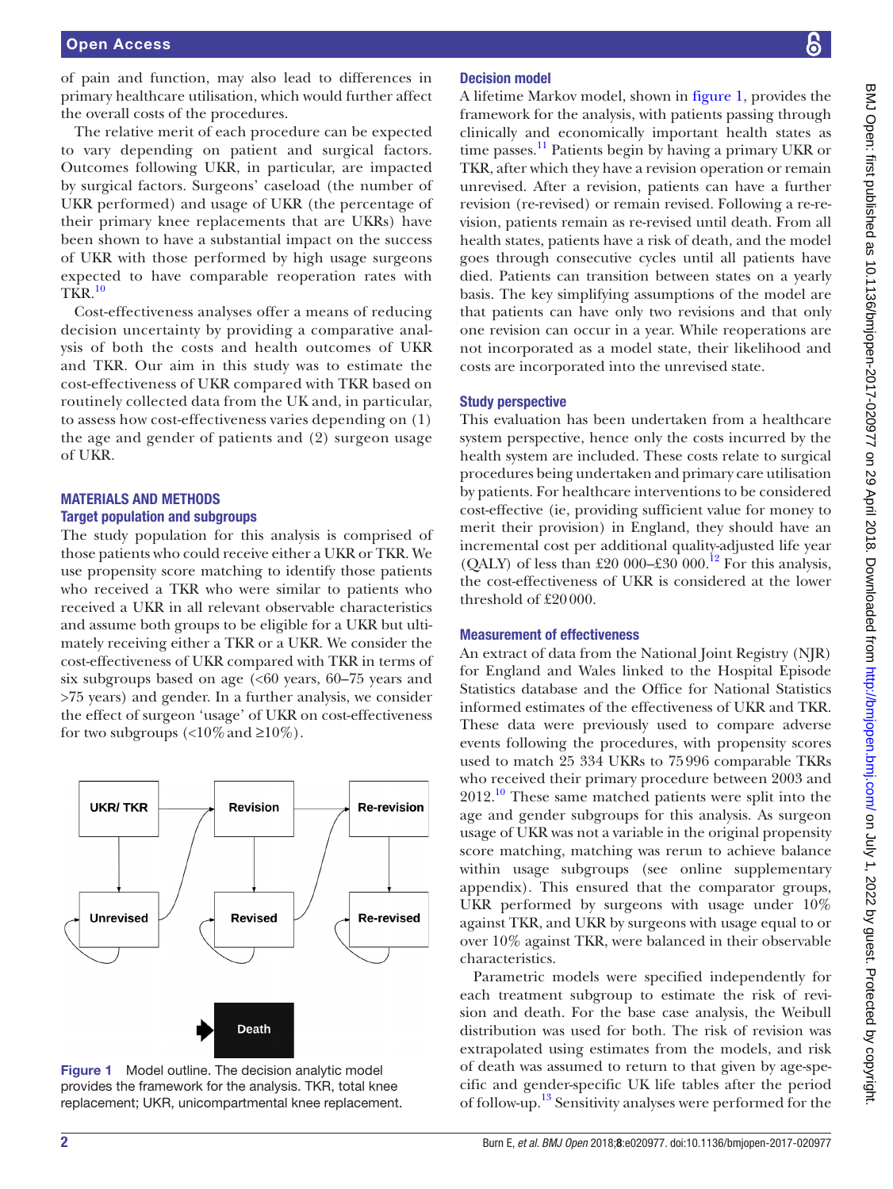of pain and function, may also lead to differences in primary healthcare utilisation, which would further affect the overall costs of the procedures.

The relative merit of each procedure can be expected to vary depending on patient and surgical factors. Outcomes following UKR, in particular, are impacted by surgical factors. Surgeons' caseload (the number of UKR performed) and usage of UKR (the percentage of their primary knee replacements that are UKRs) have been shown to have a substantial impact on the success of UKR with those performed by high usage surgeons expected to have comparable reoperation rates with TKR.[10]

Cost-effectiveness analyses offer a means of reducing decision uncertainty by providing a comparative analysis of both the costs and health outcomes of UKR and TKR. Our aim in this study was to estimate the cost-effectiveness of UKR compared with TKR based on routinely collected data from the UK and, in particular, to assess how cost-effectiveness varies depending on (1) the age and gender of patients and (2) surgeon usage of UKR.

## MATERIALS AND METHODS

### Target population and subgroups

The study population for this analysis is comprised of those patients who could receive either a UKR or TKR. We use propensity score matching to identify those patients who received a TKR who were similar to patients who received a UKR in all relevant observable characteristics and assume both groups to be eligible for a UKR but ultimately receiving either a TKR or a UKR. We consider the cost-effectiveness of UKR compared with TKR in terms of six subgroups based on age (<60 years, 60–75 years and >75 years) and gender. In a further analysis, we consider the effect of surgeon 'usage' of UKR on cost-effectiveness for two subgroups (<10% and ≥10%).

UKR/ TKR
Revision
Re-revision
Unrevised
Revised
Re-revised
Death

Figure 1 Model outline. The decision analytic model provides the framework for the analysis. TKR, total knee replacement; UKR, unicompartmental knee replacement.

### Decision model

A lifetime Markov model, shown in figure 1, provides the framework for the analysis, with patients passing through clinically and economically important health states as time passes.[11] Patients begin by having a primary UKR or TKR, after which they have a revision operation or remain unrevised. After a revision, patients can have a further revision (re-revised) or remain revised. Following a re-revision, patients remain as re-revised until death. From all health states, patients have a risk of death, and the model goes through consecutive cycles until all patients have died. Patients can transition between states on a yearly basis. The key simplifying assumptions of the model are that patients can have only two revisions and that only one revision can occur in a year. While reoperations are not incorporated as a model state, their likelihood and costs are incorporated into the unrevised state.

### Study perspective

This evaluation has been undertaken from a healthcare system perspective, hence only the costs incurred by the health system are included. These costs relate to surgical procedures being undertaken and primary care utilisation by patients. For healthcare interventions to be considered cost-effective (ie, providing sufficient value for money to merit their provision) in England, they should have an incremental cost per additional quality-adjusted life year (QALY) of less than £20 000–£30 000.[12] For this analysis, the cost-effectiveness of UKR is considered at the lower threshold of £20 000.

### Measurement of effectiveness

An extract of data from the National Joint Registry (NJR) for England and Wales linked to the Hospital Episode Statistics database and the Office for National Statistics informed estimates of the effectiveness of UKR and TKR. These data were previously used to compare adverse events following the procedures, with propensity scores used to match 25 334 UKRs to 75 996 comparable TKRs who received their primary procedure between 2003 and 2012.[10] These same matched patients were split into the age and gender subgroups for this analysis. As surgeon usage of UKR was not a variable in the original propensity score matching, matching was rerun to achieve balance within usage subgroups (see online supplementary appendix). This ensured that the comparator groups, UKR performed by surgeons with usage under 10% against TKR, and UKR by surgeons with usage equal to or over 10% against TKR, were balanced in their observable characteristics.

Parametric models were specified independently for each treatment subgroup to estimate the risk of revision and death. For the base case analysis, the Weibull distribution was used for both. The risk of revision was extrapolated using estimates from the models, and risk of death was assumed to return to that given by age-specific and gender-specific UK life tables after the period of follow-up.[13] Sensitivity analyses were performed for the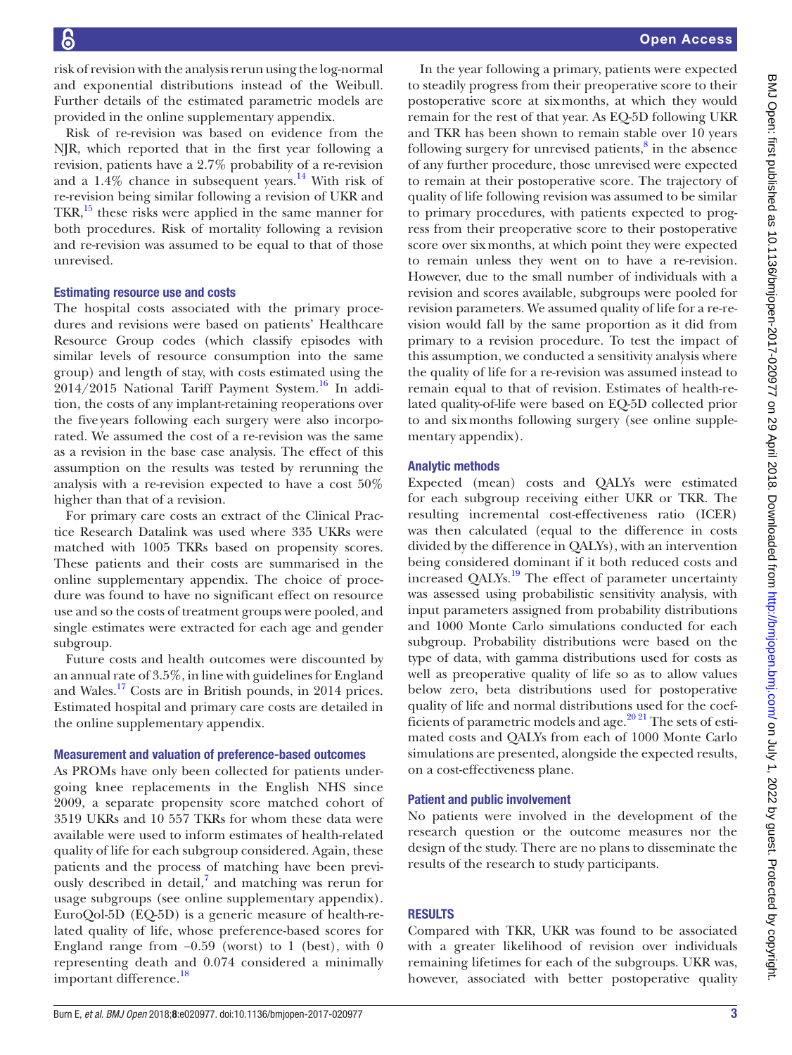risk of revision with the analysis rerun using the log-normal and exponential distributions instead of the Weibull. Further details of the estimated parametric models are provided in the online supplementary appendix.

Risk of re-revision was based on evidence from the NJR, which reported that in the first year following a revision, patients have a 2.7% probability of a re-revision and a 1.4% chance in subsequent years.[14] With risk of re-revision being similar following a revision of UKR and TKR,[15] these risks were applied in the same manner for both procedures. Risk of mortality following a revision and re-revision was assumed to be equal to that of those unrevised.

### Estimating resource use and costs

The hospital costs associated with the primary procedures and revisions were based on patients' Healthcare Resource Group codes (which classify episodes with similar levels of resource consumption into the same group) and length of stay, with costs estimated using the 2014/2015 National Tariff Payment System.[16] In addition, the costs of any implant-retaining reoperations over the five years following each surgery were also incorporated. We assumed the cost of a re-revision was the same as a revision in the base case analysis. The effect of this assumption on the results was tested by rerunning the analysis with a re-revision expected to have a cost 50% higher than that of a revision.

For primary care costs an extract of the Clinical Practice Research Datalink was used where 335 UKRs were matched with 1005 TKRs based on propensity scores. These patients and their costs are summarised in the online supplementary appendix. The choice of procedure was found to have no significant effect on resource use and so the costs of treatment groups were pooled, and single estimates were extracted for each age and gender subgroup.

Future costs and health outcomes were discounted by an annual rate of 3.5%, in line with guidelines for England and Wales.[17] Costs are in British pounds, in 2014 prices. Estimated hospital and primary care costs are detailed in the online supplementary appendix.

### Measurement and valuation of preference-based outcomes

As PROMs have only been collected for patients undergoing knee replacements in the English NHS since 2009, a separate propensity score matched cohort of 3519 UKRs and 10 557 TKRs for whom these data were available were used to inform estimates of health-related quality of life for each subgroup considered. Again, these patients and the process of matching have been previously described in detail,[7] and matching was rerun for usage subgroups (see online supplementary appendix). EuroQol-5D (EQ-5D) is a generic measure of health-related quality of life, whose preference-based scores for England range from −0.59 (worst) to 1 (best), with 0 representing death and 0.074 considered a minimally important difference.[18]

In the year following a primary, patients were expected to steadily progress from their preoperative score to their postoperative score at six months, at which they would remain for the rest of that year. As EQ-5D following UKR and TKR has been shown to remain stable over 10 years following surgery for unrevised patients,[8] in the absence of any further procedure, those unrevised were expected to remain at their postoperative score. The trajectory of quality of life following revision was assumed to be similar to primary procedures, with patients expected to progress from their preoperative score to their postoperative score over six months, at which point they were expected to remain unless they went on to have a re-revision. However, due to the small number of individuals with a revision and scores available, subgroups were pooled for revision parameters. We assumed quality of life for a re-revision would fall by the same proportion as it did from primary to a revision procedure. To test the impact of this assumption, we conducted a sensitivity analysis where the quality of life for a re-revision was assumed instead to remain equal to that of revision. Estimates of health-related quality-of-life were based on EQ-5D collected prior to and six months following surgery (see online supplementary appendix).

### Analytic methods

Expected (mean) costs and QALYs were estimated for each subgroup receiving either UKR or TKR. The resulting incremental cost-effectiveness ratio (ICER) was then calculated (equal to the difference in costs divided by the difference in QALYs), with an intervention being considered dominant if it both reduced costs and increased QALYs.[19] The effect of parameter uncertainty was assessed using probabilistic sensitivity analysis, with input parameters assigned from probability distributions and 1000 Monte Carlo simulations conducted for each subgroup. Probability distributions were based on the type of data, with gamma distributions used for costs as well as preoperative quality of life so as to allow values below zero, beta distributions used for postoperative quality of life and normal distributions used for the coefficients of parametric models and age.[20,21] The sets of estimated costs and QALYs from each of 1000 Monte Carlo simulations are presented, alongside the expected results, on a cost-effectiveness plane.

### Patient and public involvement

No patients were involved in the development of the research question or the outcome measures nor the design of the study. There are no plans to disseminate the results of the research to study participants.

## RESULTS

Compared with TKR, UKR was found to be associated with a greater likelihood of revision over individuals remaining lifetimes for each of the subgroups. UKR was, however, associated with better postoperative quality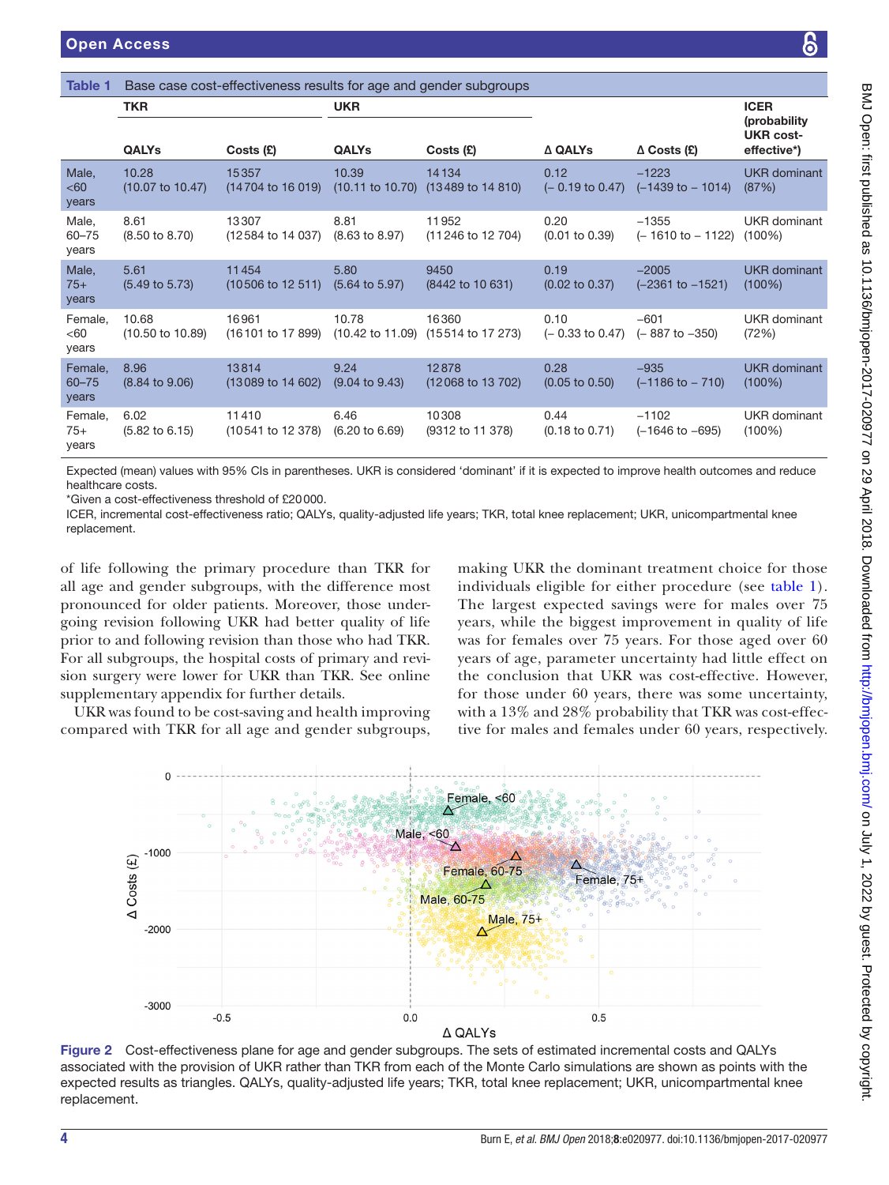**Table 1** Base case cost-effectiveness results for age and gender subgroups

| | TKR | | UKR | | | | ICER (probability UKR cost-effective*) |
|---|---|---|---|---|---|---|---|
| | QALYs | Costs (£) | QALYs | Costs (£) | Δ QALYs | Δ Costs (£) | |
| Male, <60 years | 10.28 (10.07 to 10.47) | 15357 (14704 to 16019) | 10.39 (10.11 to 10.70) | 14134 (13489 to 14810) | 0.12 (– 0.19 to 0.47) | −1223 (−1439 to – 1014) | UKR dominant (87%) |
| Male, 60–75 years | 8.61 (8.50 to 8.70) | 13307 (12584 to 14037) | 8.81 (8.63 to 8.97) | 11952 (11246 to 12704) | 0.20 (0.01 to 0.39) | −1355 (– 1610 to – 1122) | UKR dominant (100%) |
| Male, 75+ years | 5.61 (5.49 to 5.73) | 11454 (10506 to 12511) | 5.80 (5.64 to 5.97) | 9450 (8442 to 10631) | 0.19 (0.02 to 0.37) | −2005 (−2361 to −1521) | UKR dominant (100%) |
| Female, <60 years | 10.68 (10.50 to 10.89) | 16961 (16101 to 17899) | 10.78 (10.42 to 11.09) | 16360 (15514 to 17273) | 0.10 (– 0.33 to 0.47) | −601 (– 887 to −350) | UKR dominant (72%) |
| Female, 60–75 years | 8.96 (8.84 to 9.06) | 13814 (13089 to 14602) | 9.24 (9.04 to 9.43) | 12878 (12068 to 13702) | 0.28 (0.05 to 0.50) | −935 (−1186 to – 710) | UKR dominant (100%) |
| Female, 75+ years | 6.02 (5.82 to 6.15) | 11410 (10541 to 12378) | 6.46 (6.20 to 6.69) | 10308 (9312 to 11378) | 0.44 (0.18 to 0.71) | −1102 (−1646 to −695) | UKR dominant (100%) |

Expected (mean) values with 95% CIs in parentheses. UKR is considered 'dominant' if it is expected to improve health outcomes and reduce healthcare costs.
*Given a cost-effectiveness threshold of £20 000.
ICER, incremental cost-effectiveness ratio; QALYs, quality-adjusted life years; TKR, total knee replacement; UKR, unicompartmental knee replacement.

of life following the primary procedure than TKR for all age and gender subgroups, with the difference most pronounced for older patients. Moreover, those undergoing revision following UKR had better quality of life prior to and following revision than those who had TKR. For all subgroups, the hospital costs of primary and revision surgery were lower for UKR than TKR. See online supplementary appendix for further details.

UKR was found to be cost-saving and health improving compared with TKR for all age and gender subgroups, making UKR the dominant treatment choice for those individuals eligible for either procedure (see table 1). The largest expected savings were for males over 75 years, while the biggest improvement in quality of life was for females over 75 years. For those aged over 60 years of age, parameter uncertainty had little effect on the conclusion that UKR was cost-effective. However, for those under 60 years, there was some uncertainty, with a 13% and 28% probability that TKR was cost-effective for males and females under 60 years, respectively.

Δ Costs (£)
0
-1000
-2000
-3000
-0.5
0.0
0.5
Δ QALYs
Female, <60
Male, <60
Female, 60-75
Female, 75+
Male, 60-75
Male, 75+

**Figure 2** Cost-effectiveness plane for age and gender subgroups. The sets of estimated incremental costs and QALYs associated with the provision of UKR rather than TKR from each of the Monte Carlo simulations are shown as points with the expected results as triangles. QALYs, quality-adjusted life years; TKR, total knee replacement; UKR, unicompartmental knee replacement.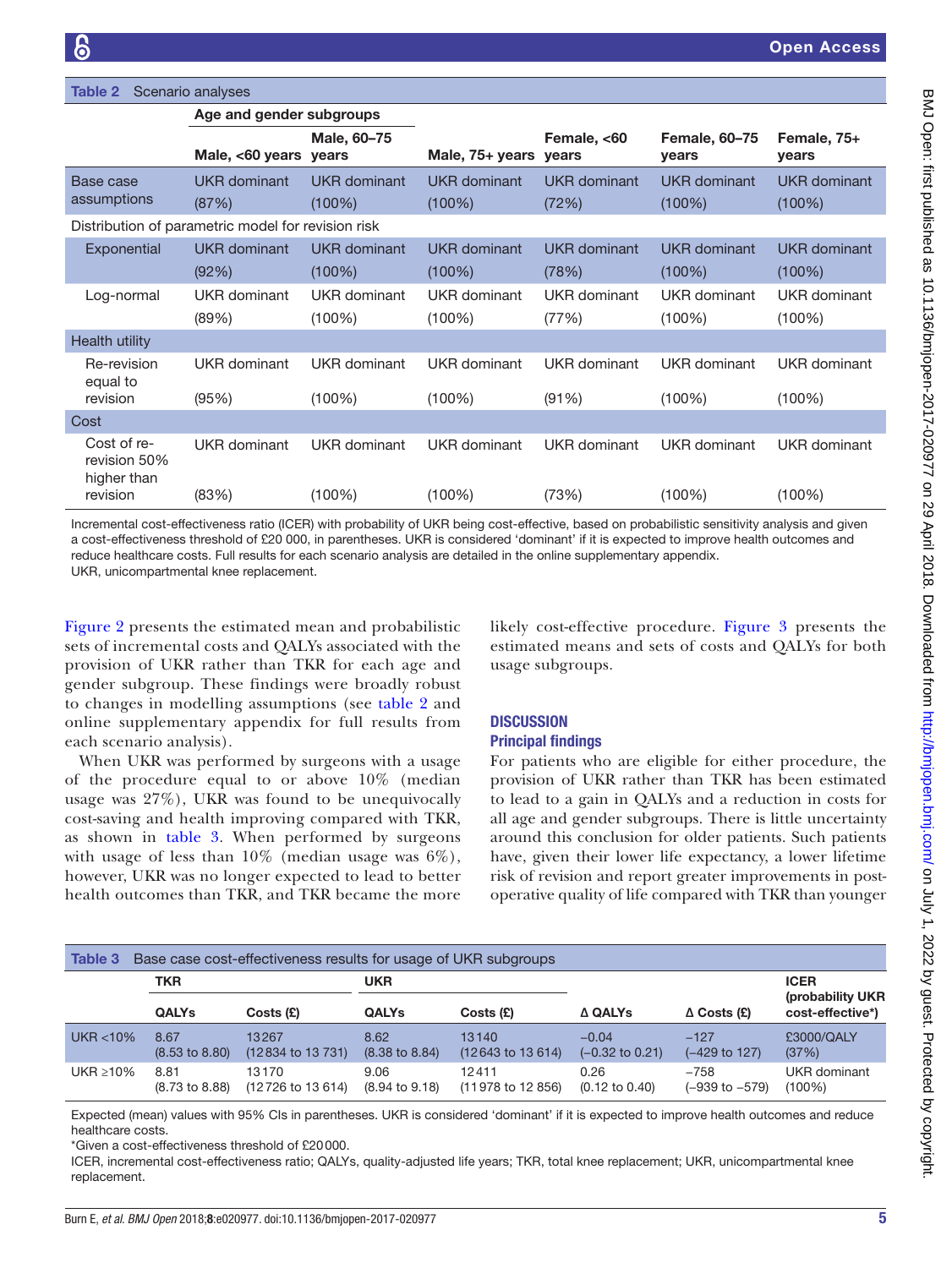**Table 2** Scenario analyses

| | Age and gender subgroups | | | | | |
|---|---|---|---|---|---|---|
| | Male, <60 years | Male, 60–75 years | Male, 75+ years | Female, <60 years | Female, 60–75 years | Female, 75+ years |
| Base case assumptions | UKR dominant (87%) | UKR dominant (100%) | UKR dominant (100%) | UKR dominant (72%) | UKR dominant (100%) | UKR dominant (100%) |
| Distribution of parametric model for revision risk | | | | | | |
| Exponential | UKR dominant (92%) | UKR dominant (100%) | UKR dominant (100%) | UKR dominant (78%) | UKR dominant (100%) | UKR dominant (100%) |
| Log-normal | UKR dominant (89%) | UKR dominant (100%) | UKR dominant (100%) | UKR dominant (77%) | UKR dominant (100%) | UKR dominant (100%) |
| Health utility | | | | | | |
| Re-revision equal to revision | UKR dominant (95%) | UKR dominant (100%) | UKR dominant (100%) | UKR dominant (91%) | UKR dominant (100%) | UKR dominant (100%) |
| Cost | | | | | | |
| Cost of re-revision 50% higher than revision | UKR dominant (83%) | UKR dominant (100%) | UKR dominant (100%) | UKR dominant (73%) | UKR dominant (100%) | UKR dominant (100%) |

Incremental cost-effectiveness ratio (ICER) with probability of UKR being cost-effective, based on probabilistic sensitivity analysis and given a cost-effectiveness threshold of £20 000, in parentheses. UKR is considered 'dominant' if it is expected to improve health outcomes and reduce healthcare costs. Full results for each scenario analysis are detailed in the online supplementary appendix.
UKR, unicompartmental knee replacement.

Figure 2 presents the estimated mean and probabilistic sets of incremental costs and QALYs associated with the provision of UKR rather than TKR for each age and gender subgroup. These findings were broadly robust to changes in modelling assumptions (see table 2 and online supplementary appendix for full results from each scenario analysis).

When UKR was performed by surgeons with a usage of the procedure equal to or above 10% (median usage was 27%), UKR was found to be unequivocally cost-saving and health improving compared with TKR, as shown in table 3. When performed by surgeons with usage of less than 10% (median usage was 6%), however, UKR was no longer expected to lead to better health outcomes than TKR, and TKR became the more likely cost-effective procedure. Figure 3 presents the estimated means and sets of costs and QALYs for both usage subgroups.

## DISCUSSION

### Principal findings

For patients who are eligible for either procedure, the provision of UKR rather than TKR has been estimated to lead to a gain in QALYs and a reduction in costs for all age and gender subgroups. There is little uncertainty around this conclusion for older patients. Such patients have, given their lower life expectancy, a lower lifetime risk of revision and report greater improvements in post-operative quality of life compared with TKR than younger

**Table 3** Base case cost-effectiveness results for usage of UKR subgroups

| | TKR | | UKR | | | | ICER |
|---|---|---|---|---|---|---|---|
| | QALYs | Costs (£) | QALYs | Costs (£) | Δ QALYs | Δ Costs (£) | (probability UKR cost-effective*) |
| UKR <10% | 8.67 (8.53 to 8.80) | 13267 (12834 to 13731) | 8.62 (8.38 to 8.84) | 13140 (12643 to 13614) | −0.04 (−0.32 to 0.21) | −127 (−429 to 127) | £3000/QALY (37%) |
| UKR ≥10% | 8.81 (8.73 to 8.88) | 13170 (12726 to 13614) | 9.06 (8.94 to 9.18) | 12411 (11978 to 12856) | 0.26 (0.12 to 0.40) | −758 (−939 to −579) | UKR dominant (100%) |

Expected (mean) values with 95% CIs in parentheses. UKR is considered 'dominant' if it is expected to improve health outcomes and reduce healthcare costs.
*Given a cost-effectiveness threshold of £20000.
ICER, incremental cost-effectiveness ratio; QALYs, quality-adjusted life years; TKR, total knee replacement; UKR, unicompartmental knee replacement.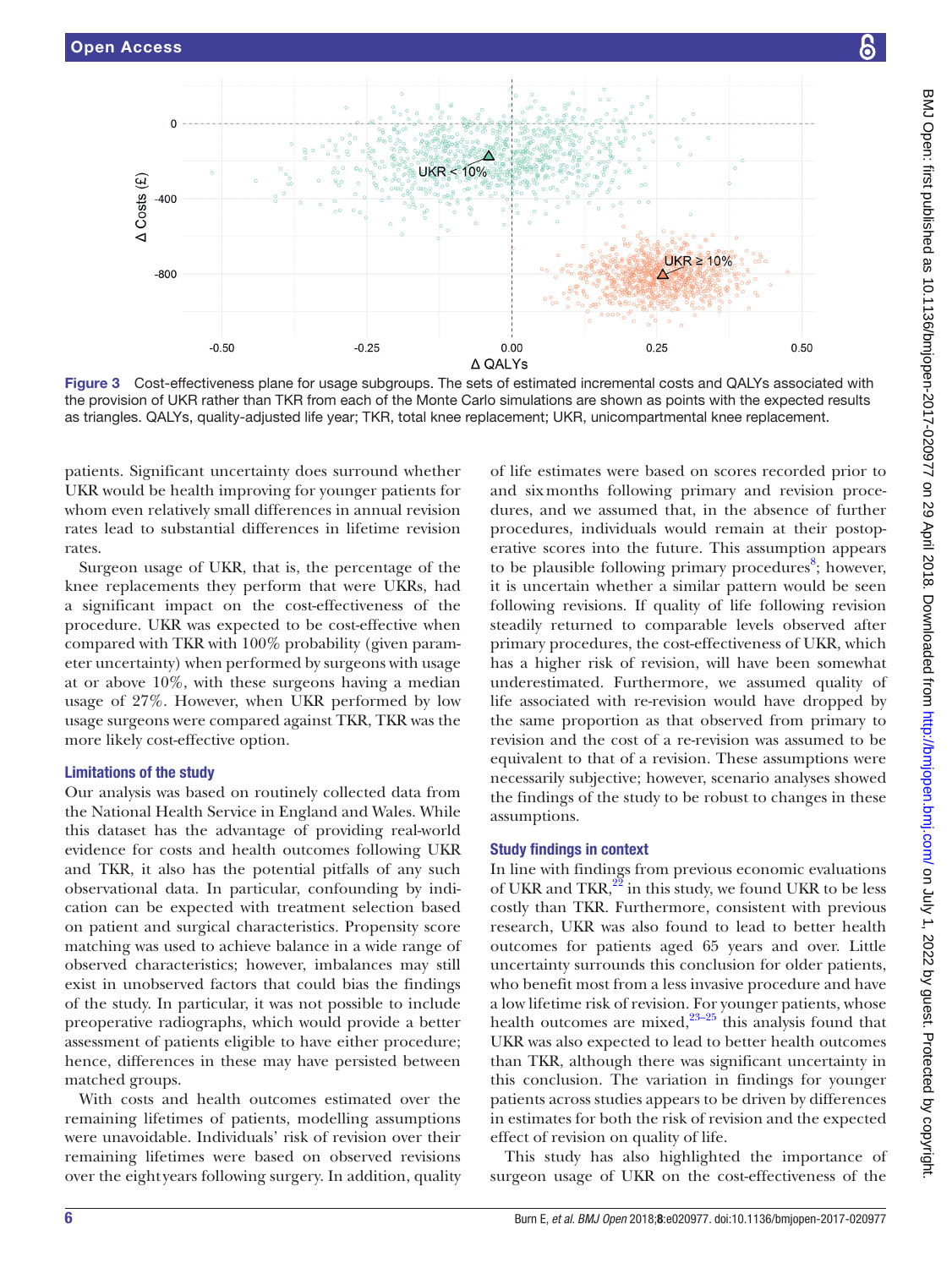0
-400
-800
Δ Costs (£)
UKR < 10%
UKR ≥ 10%
-0.50
-0.25
0.00
0.25
0.50
Δ QALYs

**Figure 3** Cost-effectiveness plane for usage subgroups. The sets of estimated incremental costs and QALYs associated with the provision of UKR rather than TKR from each of the Monte Carlo simulations are shown as points with the expected results as triangles. QALYs, quality-adjusted life year; TKR, total knee replacement; UKR, unicompartmental knee replacement.

patients. Significant uncertainty does surround whether UKR would be health improving for younger patients for whom even relatively small differences in annual revision rates lead to substantial differences in lifetime revision rates.

Surgeon usage of UKR, that is, the percentage of the knee replacements they perform that were UKRs, had a significant impact on the cost-effectiveness of the procedure. UKR was expected to be cost-effective when compared with TKR with 100% probability (given parameter uncertainty) when performed by surgeons with usage at or above 10%, with these surgeons having a median usage of 27%. However, when UKR performed by low usage surgeons were compared against TKR, TKR was the more likely cost-effective option.

### Limitations of the study

Our analysis was based on routinely collected data from the National Health Service in England and Wales. While this dataset has the advantage of providing real-world evidence for costs and health outcomes following UKR and TKR, it also has the potential pitfalls of any such observational data. In particular, confounding by indication can be expected with treatment selection based on patient and surgical characteristics. Propensity score matching was used to achieve balance in a wide range of observed characteristics; however, imbalances may still exist in unobserved factors that could bias the findings of the study. In particular, it was not possible to include preoperative radiographs, which would provide a better assessment of patients eligible to have either procedure; hence, differences in these may have persisted between matched groups.

With costs and health outcomes estimated over the remaining lifetimes of patients, modelling assumptions were unavoidable. Individuals' risk of revision over their remaining lifetimes were based on observed revisions over the eight years following surgery. In addition, quality of life estimates were based on scores recorded prior to and six months following primary and revision procedures, and we assumed that, in the absence of further procedures, individuals would remain at their postoperative scores into the future. This assumption appears to be plausible following primary procedures[8]; however, it is uncertain whether a similar pattern would be seen following revisions. If quality of life following revision steadily returned to comparable levels observed after primary procedures, the cost-effectiveness of UKR, which has a higher risk of revision, will have been somewhat underestimated. Furthermore, we assumed quality of life associated with re-revision would have dropped by the same proportion as that observed from primary to revision and the cost of a re-revision was assumed to be equivalent to that of a revision. These assumptions were necessarily subjective; however, scenario analyses showed the findings of the study to be robust to changes in these assumptions.

### Study findings in context

In line with findings from previous economic evaluations of UKR and TKR,[22] in this study, we found UKR to be less costly than TKR. Furthermore, consistent with previous research, UKR was also found to lead to better health outcomes for patients aged 65 years and over. Little uncertainty surrounds this conclusion for older patients, who benefit most from a less invasive procedure and have a low lifetime risk of revision. For younger patients, whose health outcomes are mixed,[23–25] this analysis found that UKR was also expected to lead to better health outcomes than TKR, although there was significant uncertainty in this conclusion. The variation in findings for younger patients across studies appears to be driven by differences in estimates for both the risk of revision and the expected effect of revision on quality of life.

This study has also highlighted the importance of surgeon usage of UKR on the cost-effectiveness of the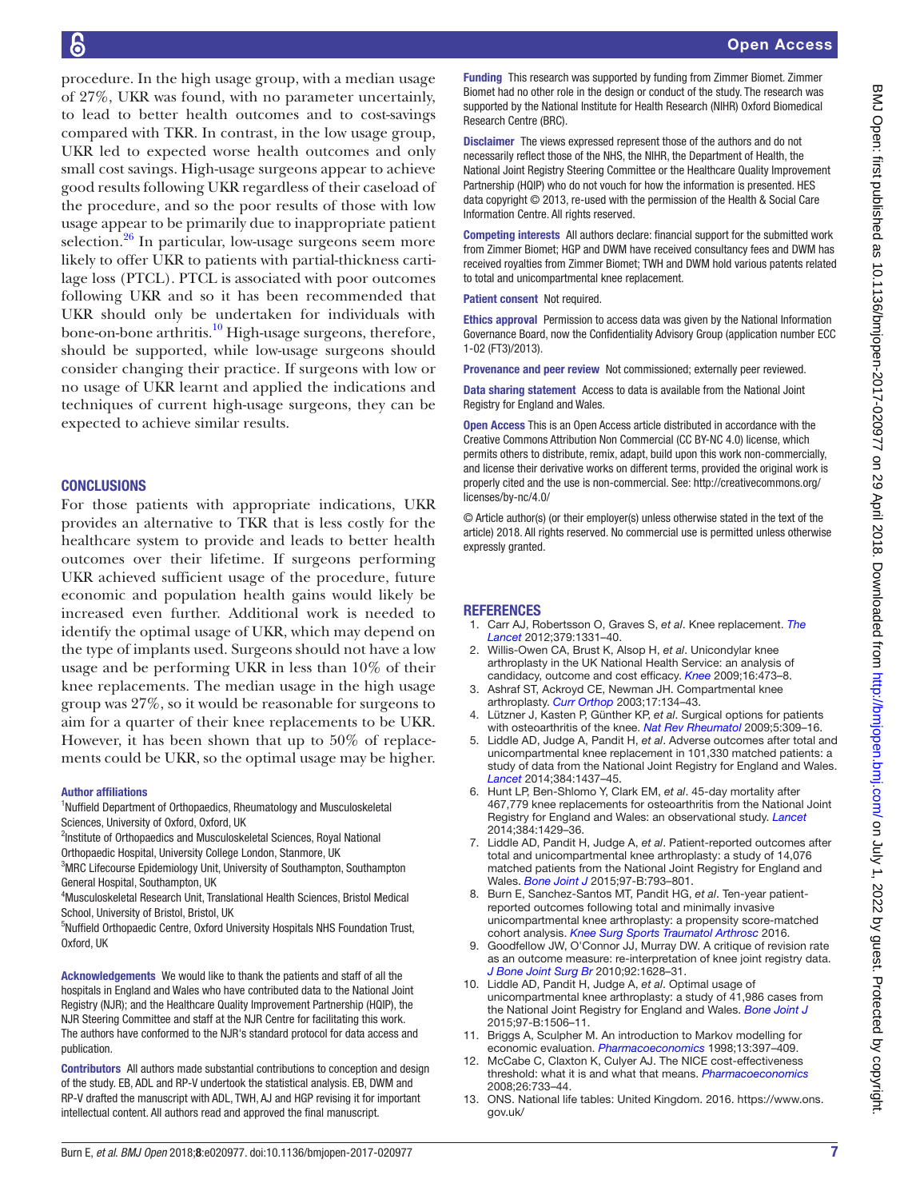procedure. In the high usage group, with a median usage of 27%, UKR was found, with no parameter uncertainly, to lead to better health outcomes and to cost-savings compared with TKR. In contrast, in the low usage group, UKR led to expected worse health outcomes and only small cost savings. High-usage surgeons appear to achieve good results following UKR regardless of their caseload of the procedure, and so the poor results of those with low usage appear to be primarily due to inappropriate patient selection.[26] In particular, low-usage surgeons seem more likely to offer UKR to patients with partial-thickness cartilage loss (PTCL). PTCL is associated with poor outcomes following UKR and so it has been recommended that UKR should only be undertaken for individuals with bone-on-bone arthritis.[10] High-usage surgeons, therefore, should be supported, while low-usage surgeons should consider changing their practice. If surgeons with low or no usage of UKR learnt and applied the indications and techniques of current high-usage surgeons, they can be expected to achieve similar results.

## CONCLUSIONS

For those patients with appropriate indications, UKR provides an alternative to TKR that is less costly for the healthcare system to provide and leads to better health outcomes over their lifetime. If surgeons performing UKR achieved sufficient usage of the procedure, future economic and population health gains would likely be increased even further. Additional work is needed to identify the optimal usage of UKR, which may depend on the type of implants used. Surgeons should not have a low usage and be performing UKR in less than 10% of their knee replacements. The median usage in the high usage group was 27%, so it would be reasonable for surgeons to aim for a quarter of their knee replacements to be UKR. However, it has been shown that up to 50% of replacements could be UKR, so the optimal usage may be higher.

**Author affiliations**

[1]Nuffield Department of Orthopaedics, Rheumatology and Musculoskeletal Sciences, University of Oxford, Oxford, UK
[2]Institute of Orthopaedics and Musculoskeletal Sciences, Royal National Orthopaedic Hospital, University College London, Stanmore, UK
[3]MRC Lifecourse Epidemiology Unit, University of Southampton, Southampton General Hospital, Southampton, UK
[4]Musculoskeletal Research Unit, Translational Health Sciences, Bristol Medical School, University of Bristol, Bristol, UK
[5]Nuffield Orthopaedic Centre, Oxford University Hospitals NHS Foundation Trust, Oxford, UK

**Acknowledgements** We would like to thank the patients and staff of all the hospitals in England and Wales who have contributed data to the National Joint Registry (NJR); and the Healthcare Quality Improvement Partnership (HQIP), the NJR Steering Committee and staff at the NJR Centre for facilitating this work. The authors have conformed to the NJR's standard protocol for data access and publication.

**Contributors** All authors made substantial contributions to conception and design of the study. EB, ADL and RP-V undertook the statistical analysis. EB, DWM and RP-V drafted the manuscript with ADL, TWH, AJ and HGP revising it for important intellectual content. All authors read and approved the final manuscript.

**Funding** This research was supported by funding from Zimmer Biomet. Zimmer Biomet had no other role in the design or conduct of the study. The research was supported by the National Institute for Health Research (NIHR) Oxford Biomedical Research Centre (BRC).

**Disclaimer** The views expressed represent those of the authors and do not necessarily reflect those of the NHS, the NIHR, the Department of Health, the National Joint Registry Steering Committee or the Healthcare Quality Improvement Partnership (HQIP) who do not vouch for how the information is presented. HES data copyright © 2013, re-used with the permission of the Health & Social Care Information Centre. All rights reserved.

**Competing interests** All authors declare: financial support for the submitted work from Zimmer Biomet; HGP and DWM have received consultancy fees and DWM has received royalties from Zimmer Biomet; TWH and DWM hold various patents related to total and unicompartmental knee replacement.

**Patient consent** Not required.

**Ethics approval** Permission to access data was given by the National Information Governance Board, now the Confidentiality Advisory Group (application number ECC 1-02 (FT3)/2013).

**Provenance and peer review** Not commissioned; externally peer reviewed.

**Data sharing statement** Access to data is available from the National Joint Registry for England and Wales.

**Open Access** This is an Open Access article distributed in accordance with the Creative Commons Attribution Non Commercial (CC BY-NC 4.0) license, which permits others to distribute, remix, adapt, build upon this work non-commercially, and license their derivative works on different terms, provided the original work is properly cited and the use is non-commercial. See: http://creativecommons.org/licenses/by-nc/4.0/

© Article author(s) (or their employer(s) unless otherwise stated in the text of the article) 2018. All rights reserved. No commercial use is permitted unless otherwise expressly granted.

## REFERENCES

1. Carr AJ, Robertsson O, Graves S, *et al*. Knee replacement. *The Lancet* 2012;379:1331–40.
2. Willis-Owen CA, Brust K, Alsop H, *et al*. Unicondylar knee arthroplasty in the UK National Health Service: an analysis of candidacy, outcome and cost efficacy. *Knee* 2009;16:473–8.
3. Ashraf ST, Ackroyd CE, Newman JH. Compartmental knee arthroplasty. *Curr Orthop* 2003;17:134–43.
4. Lützner J, Kasten P, Günther KP, *et al*. Surgical options for patients with osteoarthritis of the knee. *Nat Rev Rheumatol* 2009;5:309–16.
5. Liddle AD, Judge A, Pandit H, *et al*. Adverse outcomes after total and unicompartmental knee replacement in 101,330 matched patients: a study of data from the National Joint Registry for England and Wales. *Lancet* 2014;384:1437–45.
6. Hunt LP, Ben-Shlomo Y, Clark EM, *et al*. 45-day mortality after 467,779 knee replacements for osteoarthritis from the National Joint Registry for England and Wales: an observational study. *Lancet* 2014;384:1429–36.
7. Liddle AD, Pandit H, Judge A, *et al*. Patient-reported outcomes after total and unicompartmental knee arthroplasty: a study of 14,076 matched patients from the National Joint Registry for England and Wales. *Bone Joint J* 2015;97-B:793–801.
8. Burn E, Sanchez-Santos MT, Pandit HG, *et al*. Ten-year patient-reported outcomes following total and minimally invasive unicompartmental knee arthroplasty: a propensity score-matched cohort analysis. *Knee Surg Sports Traumatol Arthrosc* 2016.
9. Goodfellow JW, O'Connor JJ, Murray DW. A critique of revision rate as an outcome measure: re-interpretation of knee joint registry data. *J Bone Joint Surg Br* 2010;92:1628–31.
10. Liddle AD, Pandit H, Judge A, *et al*. Optimal usage of unicompartmental knee arthroplasty: a study of 41,986 cases from the National Joint Registry for England and Wales. *Bone Joint J* 2015;97-B:1506–11.
11. Briggs A, Sculpher M. An introduction to Markov modelling for economic evaluation. *Pharmacoeconomics* 1998;13:397–409.
12. McCabe C, Claxton K, Culyer AJ. The NICE cost-effectiveness threshold: what it is and what that means. *Pharmacoeconomics* 2008;26:733–44.
13. ONS. National life tables: United Kingdom. 2016. https://www.ons.gov.uk/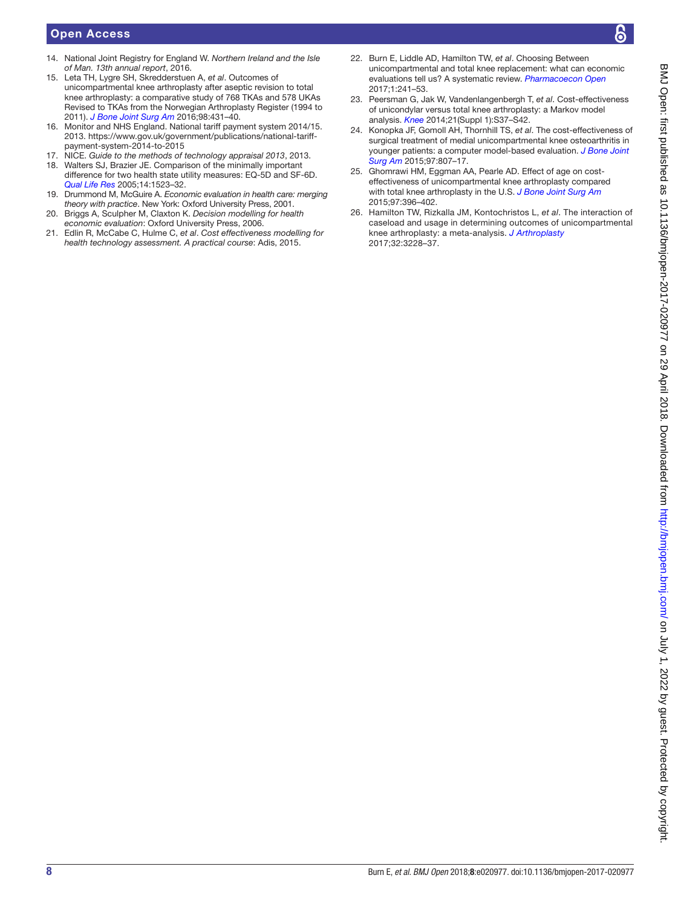14. National Joint Registry for England W. *Northern Ireland and the Isle of Man. 13th annual report*, 2016.
15. Leta TH, Lygre SH, Skredderstuen A, *et al*. Outcomes of unicompartmental knee arthroplasty after aseptic revision to total knee arthroplasty: a comparative study of 768 TKAs and 578 UKAs Revised to TKAs from the Norwegian Arthroplasty Register (1994 to 2011). *J Bone Joint Surg Am* 2016;98:431–40.
16. Monitor and NHS England. National tariff payment system 2014/15. 2013. https://www.gov.uk/government/publications/national-tariff-payment-system-2014-to-2015
17. NICE. *Guide to the methods of technology appraisal 2013*, 2013.
18. Walters SJ, Brazier JE. Comparison of the minimally important difference for two health state utility measures: EQ-5D and SF-6D. *Qual Life Res* 2005;14:1523–32.
19. Drummond M, McGuire A. *Economic evaluation in health care: merging theory with practice*. New York: Oxford University Press, 2001.
20. Briggs A, Sculpher M, Claxton K. *Decision modelling for health economic evaluation*: Oxford University Press, 2006.
21. Edlin R, McCabe C, Hulme C, *et al*. *Cost effectiveness modelling for health technology assessment. A practical course*: Adis, 2015.
22. Burn E, Liddle AD, Hamilton TW, *et al*. Choosing Between unicompartmental and total knee replacement: what can economic evaluations tell us? A systematic review. *Pharmacoecon Open* 2017;1:241–53.
23. Peersman G, Jak W, Vandenlangenbergh T, *et al*. Cost-effectiveness of unicondylar versus total knee arthroplasty: a Markov model analysis. *Knee* 2014;21(Suppl 1):S37–S42.
24. Konopka JF, Gomoll AH, Thornhill TS, *et al*. The cost-effectiveness of surgical treatment of medial unicompartmental knee osteoarthritis in younger patients: a computer model-based evaluation. *J Bone Joint Surg Am* 2015;97:807–17.
25. Ghomrawi HM, Eggman AA, Pearle AD. Effect of age on cost-effectiveness of unicompartmental knee arthroplasty compared with total knee arthroplasty in the U.S. *J Bone Joint Surg Am* 2015;97:396–402.
26. Hamilton TW, Rizkalla JM, Kontochristos L, *et al*. The interaction of caseload and usage in determining outcomes of unicompartmental knee arthroplasty: a meta-analysis. *J Arthroplasty* 2017;32:3228–37.